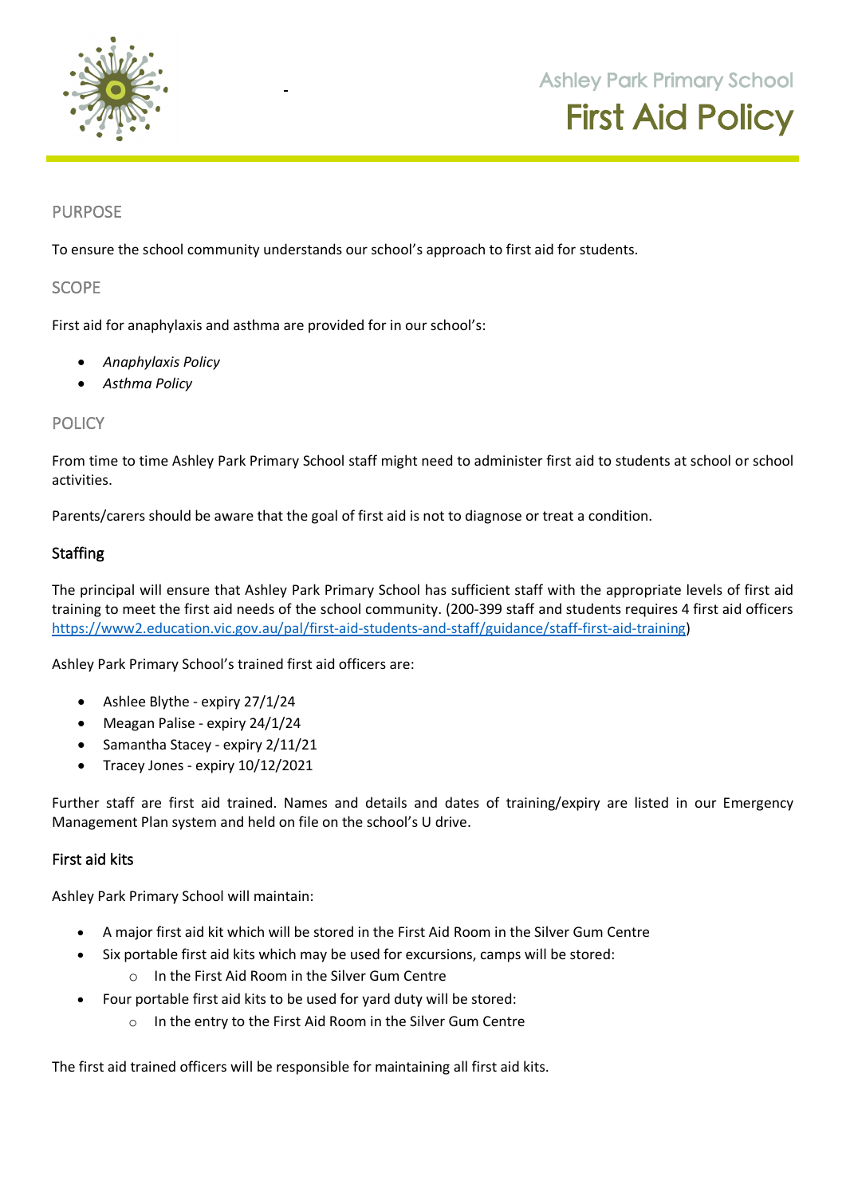Ashley Park Primary School

# First Aid Policy

## PURPOSE

To ensure the school community understands our school's approach to first aid for students.

## SCOPE

First aid for anaphylaxis and asthma are provided for in our school's:

- *Anaphylaxis Policy*
- *Asthma Policy*

## POLICY

From time to time Ashley Park Primary School staff might need to administer first aid to students at school or school activities.

Parents/carers should be aware that the goal of first aid is not to diagnose or treat a condition.

### Staffing

The principal will ensure that Ashley Park Primary School has sufficient staff with the appropriate levels of first aid training to meet the first aid needs of the school community. (200-399 staff and students requires 4 first aid officers https://www2.education.vic.gov.au/pal/first-aid-students-and-staff/guidance/staff-first-aid-training)

Ashley Park Primary School's trained first aid officers are:

- Ashlee Blythe - expiry 27/1/24
- Meagan Palise - expiry 24/1/24
- Samantha Stacey - expiry 2/11/21
- Tracey Jones - expiry 10/12/2021

Further staff are first aid trained. Names and details and dates of training/expiry are listed in our Emergency Management Plan system and held on file on the school's U drive.

### First aid kits

Ashley Park Primary School will maintain:

- A major first aid kit which will be stored in the First Aid Room in the Silver Gum Centre
- Six portable first aid kits which may be used for excursions, camps will be stored:
  - In the First Aid Room in the Silver Gum Centre
- Four portable first aid kits to be used for yard duty will be stored:
  - In the entry to the First Aid Room in the Silver Gum Centre

The first aid trained officers will be responsible for maintaining all first aid kits.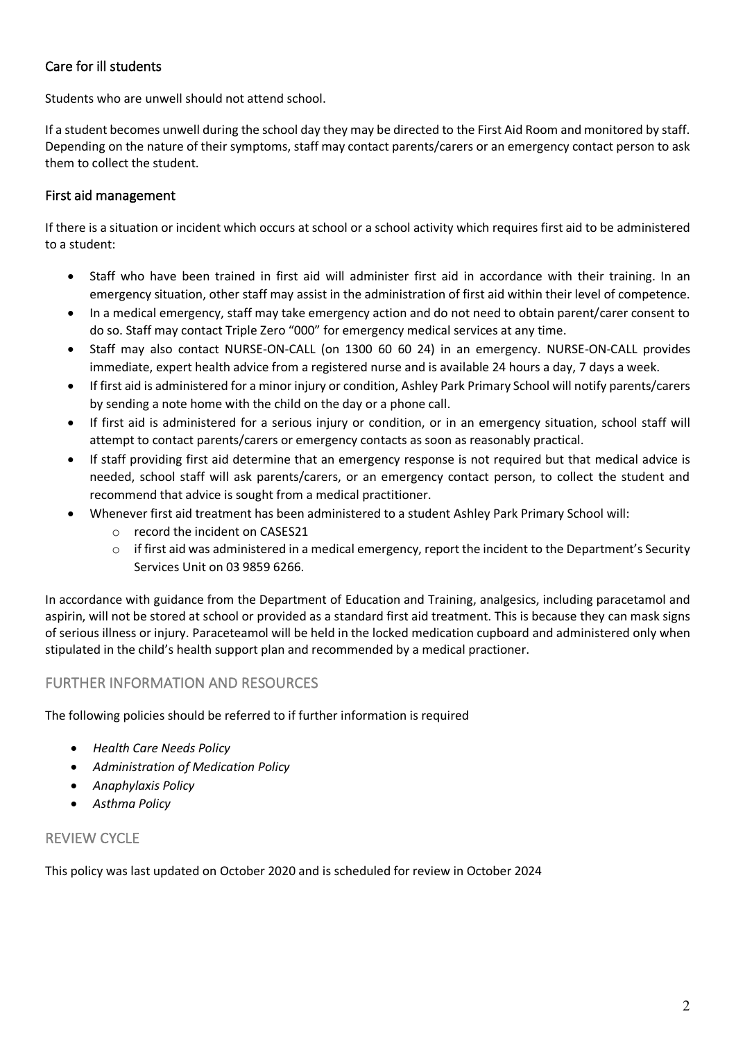### Care for ill students

Students who are unwell should not attend school.

If a student becomes unwell during the school day they may be directed to the First Aid Room and monitored by staff. Depending on the nature of their symptoms, staff may contact parents/carers or an emergency contact person to ask them to collect the student.

### First aid management

If there is a situation or incident which occurs at school or a school activity which requires first aid to be administered to a student:

- Staff who have been trained in first aid will administer first aid in accordance with their training. In an emergency situation, other staff may assist in the administration of first aid within their level of competence.
- In a medical emergency, staff may take emergency action and do not need to obtain parent/carer consent to do so. Staff may contact Triple Zero "000" for emergency medical services at any time.
- Staff may also contact NURSE-ON-CALL (on 1300 60 60 24) in an emergency. NURSE-ON-CALL provides immediate, expert health advice from a registered nurse and is available 24 hours a day, 7 days a week.
- If first aid is administered for a minor injury or condition, Ashley Park Primary School will notify parents/carers by sending a note home with the child on the day or a phone call.
- If first aid is administered for a serious injury or condition, or in an emergency situation, school staff will attempt to contact parents/carers or emergency contacts as soon as reasonably practical.
- If staff providing first aid determine that an emergency response is not required but that medical advice is needed, school staff will ask parents/carers, or an emergency contact person, to collect the student and recommend that advice is sought from a medical practitioner.
- Whenever first aid treatment has been administered to a student Ashley Park Primary School will:
  - record the incident on CASES21
  - if first aid was administered in a medical emergency, report the incident to the Department's Security Services Unit on 03 9859 6266.

In accordance with guidance from the Department of Education and Training, analgesics, including paracetamol and aspirin, will not be stored at school or provided as a standard first aid treatment. This is because they can mask signs of serious illness or injury. Paraceteamol will be held in the locked medication cupboard and administered only when stipulated in the child's health support plan and recommended by a medical practioner.

## FURTHER INFORMATION AND RESOURCES

The following policies should be referred to if further information is required

- *Health Care Needs Policy*
- *Administration of Medication Policy*
- *Anaphylaxis Policy*
- *Asthma Policy*

## REVIEW CYCLE

This policy was last updated on October 2020 and is scheduled for review in October 2024